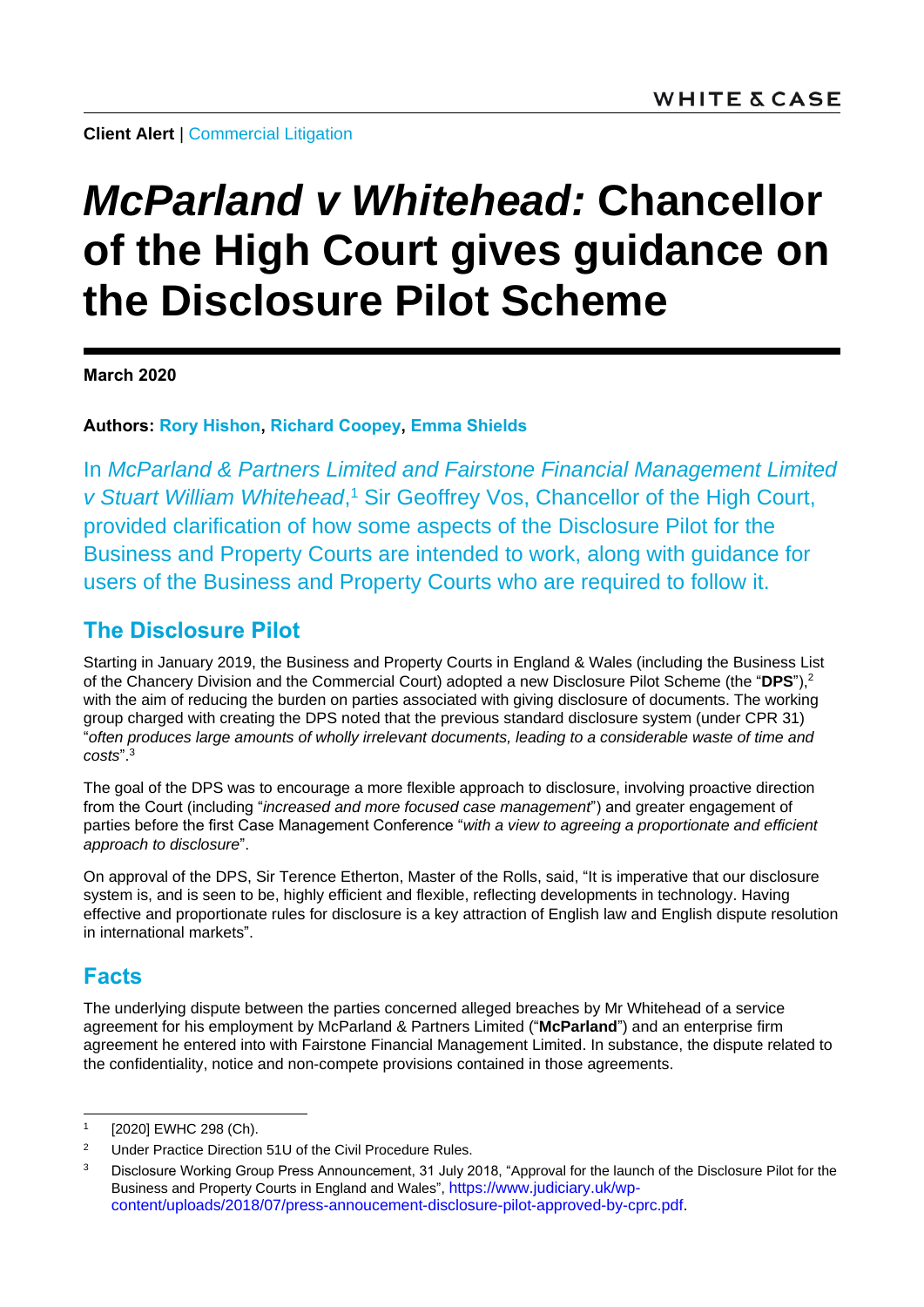WHITE & CASE

**Client Alert** | Commercial Litigation

# *McParland v Whitehead:* Chancellor of the High Court gives guidance on the Disclosure Pilot Scheme

**March 2020**

**Authors: Rory Hishon, Richard Coopey, Emma Shields**

In *McParland & Partners Limited and Fairstone Financial Management Limited v Stuart William Whitehead*,[1] Sir Geoffrey Vos, Chancellor of the High Court, provided clarification of how some aspects of the Disclosure Pilot for the Business and Property Courts are intended to work, along with guidance for users of the Business and Property Courts who are required to follow it.

## The Disclosure Pilot

Starting in January 2019, the Business and Property Courts in England & Wales (including the Business List of the Chancery Division and the Commercial Court) adopted a new Disclosure Pilot Scheme (the "**DPS**"),[2] with the aim of reducing the burden on parties associated with giving disclosure of documents. The working group charged with creating the DPS noted that the previous standard disclosure system (under CPR 31) "*often produces large amounts of wholly irrelevant documents, leading to a considerable waste of time and costs*".[3]

The goal of the DPS was to encourage a more flexible approach to disclosure, involving proactive direction from the Court (including "*increased and more focused case management*") and greater engagement of parties before the first Case Management Conference "*with a view to agreeing a proportionate and efficient approach to disclosure*".

On approval of the DPS, Sir Terence Etherton, Master of the Rolls, said, "It is imperative that our disclosure system is, and is seen to be, highly efficient and flexible, reflecting developments in technology. Having effective and proportionate rules for disclosure is a key attraction of English law and English dispute resolution in international markets".

## Facts

The underlying dispute between the parties concerned alleged breaches by Mr Whitehead of a service agreement for his employment by McParland & Partners Limited ("**McParland**") and an enterprise firm agreement he entered into with Fairstone Financial Management Limited. In substance, the dispute related to the confidentiality, notice and non-compete provisions contained in those agreements.

---

[1] [2020] EWHC 298 (Ch).

[2] Under Practice Direction 51U of the Civil Procedure Rules.

[3] Disclosure Working Group Press Announcement, 31 July 2018, "Approval for the launch of the Disclosure Pilot for the Business and Property Courts in England and Wales", https://www.judiciary.uk/wp-content/uploads/2018/07/press-annoucement-disclosure-pilot-approved-by-cprc.pdf.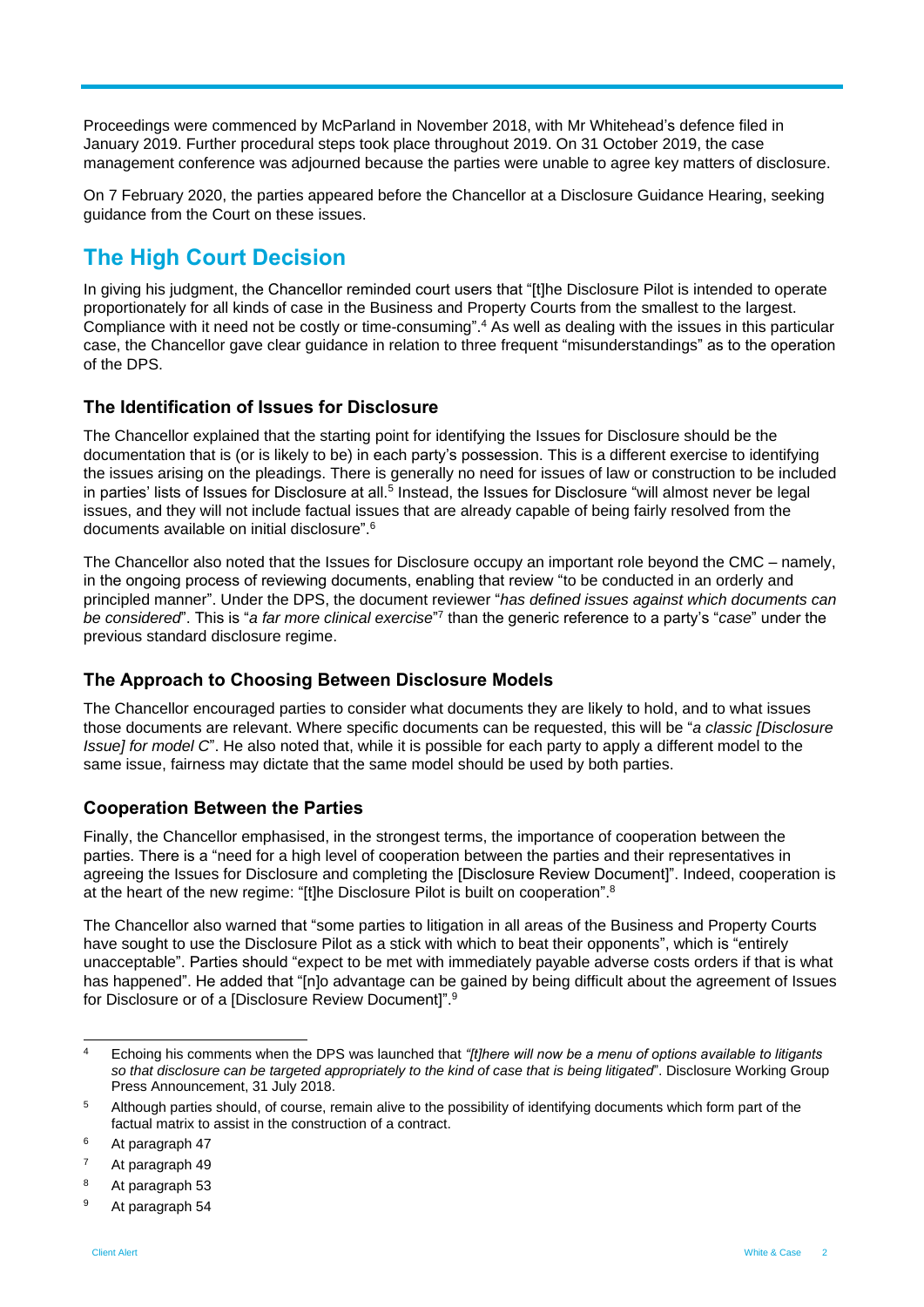Proceedings were commenced by McParland in November 2018, with Mr Whitehead's defence filed in January 2019. Further procedural steps took place throughout 2019. On 31 October 2019, the case management conference was adjourned because the parties were unable to agree key matters of disclosure.

On 7 February 2020, the parties appeared before the Chancellor at a Disclosure Guidance Hearing, seeking guidance from the Court on these issues.

## The High Court Decision

In giving his judgment, the Chancellor reminded court users that "[t]he Disclosure Pilot is intended to operate proportionately for all kinds of case in the Business and Property Courts from the smallest to the largest. Compliance with it need not be costly or time-consuming".[4] As well as dealing with the issues in this particular case, the Chancellor gave clear guidance in relation to three frequent "misunderstandings" as to the operation of the DPS.

### The Identification of Issues for Disclosure

The Chancellor explained that the starting point for identifying the Issues for Disclosure should be the documentation that is (or is likely to be) in each party's possession. This is a different exercise to identifying the issues arising on the pleadings. There is generally no need for issues of law or construction to be included in parties' lists of Issues for Disclosure at all.[5] Instead, the Issues for Disclosure "will almost never be legal issues, and they will not include factual issues that are already capable of being fairly resolved from the documents available on initial disclosure".[6]

The Chancellor also noted that the Issues for Disclosure occupy an important role beyond the CMC – namely, in the ongoing process of reviewing documents, enabling that review "to be conducted in an orderly and principled manner". Under the DPS, the document reviewer "*has defined issues against which documents can be considered*". This is "*a far more clinical exercise*"[7] than the generic reference to a party's "*case*" under the previous standard disclosure regime.

### The Approach to Choosing Between Disclosure Models

The Chancellor encouraged parties to consider what documents they are likely to hold, and to what issues those documents are relevant. Where specific documents can be requested, this will be "*a classic [Disclosure Issue] for model C*". He also noted that, while it is possible for each party to apply a different model to the same issue, fairness may dictate that the same model should be used by both parties.

### Cooperation Between the Parties

Finally, the Chancellor emphasised, in the strongest terms, the importance of cooperation between the parties. There is a "need for a high level of cooperation between the parties and their representatives in agreeing the Issues for Disclosure and completing the [Disclosure Review Document]". Indeed, cooperation is at the heart of the new regime: "[t]he Disclosure Pilot is built on cooperation".[8]

The Chancellor also warned that "some parties to litigation in all areas of the Business and Property Courts have sought to use the Disclosure Pilot as a stick with which to beat their opponents", which is "entirely unacceptable". Parties should "expect to be met with immediately payable adverse costs orders if that is what has happened". He added that "[n]o advantage can be gained by being difficult about the agreement of Issues for Disclosure or of a [Disclosure Review Document]".[9]

---

[4] Echoing his comments when the DPS was launched that *"[t]here will now be a menu of options available to litigants so that disclosure can be targeted appropriately to the kind of case that is being litigated*". Disclosure Working Group Press Announcement, 31 July 2018.

[5] Although parties should, of course, remain alive to the possibility of identifying documents which form part of the factual matrix to assist in the construction of a contract.

[6] At paragraph 47

[7] At paragraph 49

[8] At paragraph 53

[9] At paragraph 54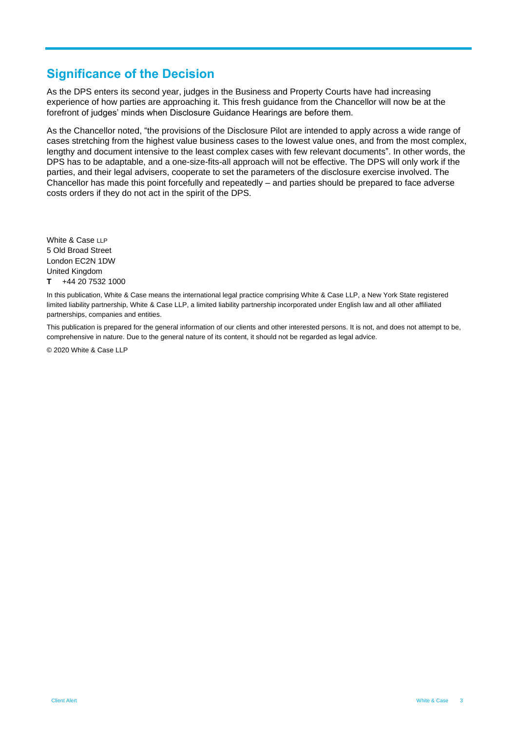## Significance of the Decision

As the DPS enters its second year, judges in the Business and Property Courts have had increasing experience of how parties are approaching it. This fresh guidance from the Chancellor will now be at the forefront of judges' minds when Disclosure Guidance Hearings are before them.

As the Chancellor noted, "the provisions of the Disclosure Pilot are intended to apply across a wide range of cases stretching from the highest value business cases to the lowest value ones, and from the most complex, lengthy and document intensive to the least complex cases with few relevant documents". In other words, the DPS has to be adaptable, and a one-size-fits-all approach will not be effective. The DPS will only work if the parties, and their legal advisers, cooperate to set the parameters of the disclosure exercise involved. The Chancellor has made this point forcefully and repeatedly – and parties should be prepared to face adverse costs orders if they do not act in the spirit of the DPS.

White & Case LLP
5 Old Broad Street
London EC2N 1DW
United Kingdom
**T** +44 20 7532 1000

In this publication, White & Case means the international legal practice comprising White & Case LLP, a New York State registered limited liability partnership, White & Case LLP, a limited liability partnership incorporated under English law and all other affiliated partnerships, companies and entities.

This publication is prepared for the general information of our clients and other interested persons. It is not, and does not attempt to be, comprehensive in nature. Due to the general nature of its content, it should not be regarded as legal advice.

© 2020 White & Case LLP